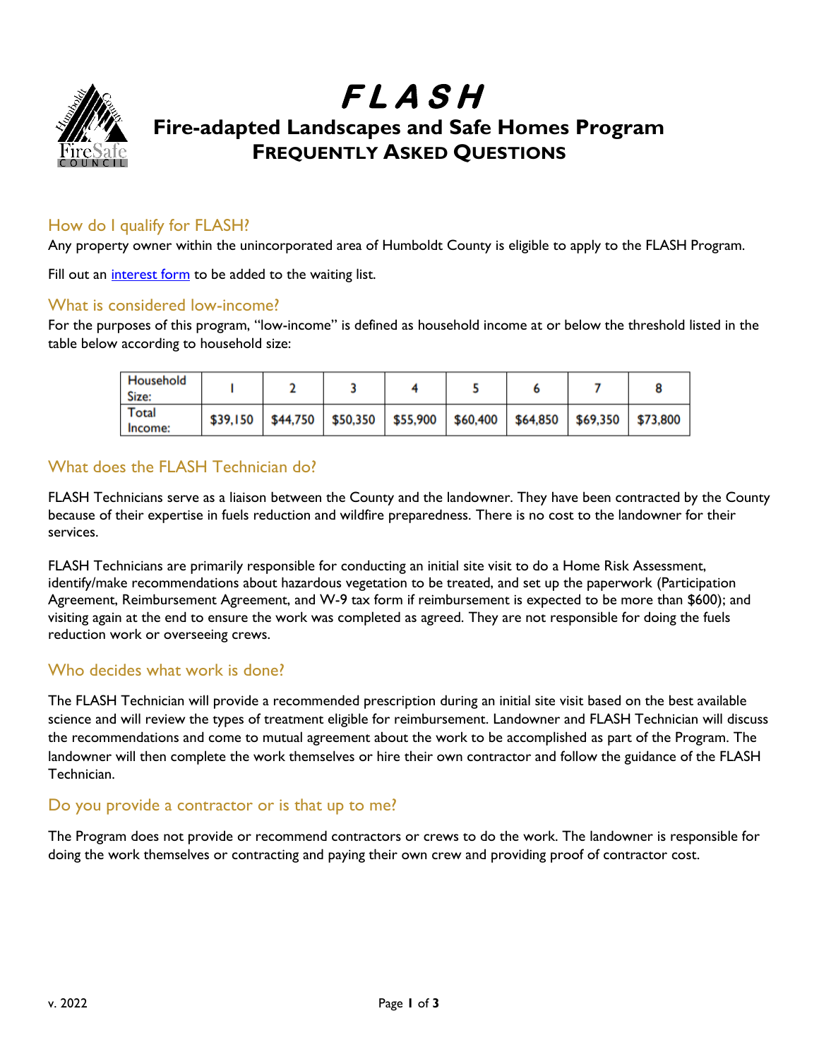# FLASH

## Fire-adapted Landscapes and Safe Homes Program

## FREQUENTLY ASKED QUESTIONS

### How do I qualify for FLASH?

Any property owner within the unincorporated area of Humboldt County is eligible to apply to the FLASH Program.

Fill out an interest form to be added to the waiting list.

### What is considered low-income?

For the purposes of this program, "low-income" is defined as household income at or below the threshold listed in the table below according to household size:

| Household Size: | 1 | 2 | 3 | 4 | 5 | 6 | 7 | 8 |
|---|---|---|---|---|---|---|---|---|
| Total Income: | $39,150 | $44,750 | $50,350 | $55,900 | $60,400 | $64,850 | $69,350 | $73,800 |

### What does the FLASH Technician do?

FLASH Technicians serve as a liaison between the County and the landowner. They have been contracted by the County because of their expertise in fuels reduction and wildfire preparedness. There is no cost to the landowner for their services.

FLASH Technicians are primarily responsible for conducting an initial site visit to do a Home Risk Assessment, identify/make recommendations about hazardous vegetation to be treated, and set up the paperwork (Participation Agreement, Reimbursement Agreement, and W-9 tax form if reimbursement is expected to be more than $600); and visiting again at the end to ensure the work was completed as agreed. They are not responsible for doing the fuels reduction work or overseeing crews.

### Who decides what work is done?

The FLASH Technician will provide a recommended prescription during an initial site visit based on the best available science and will review the types of treatment eligible for reimbursement. Landowner and FLASH Technician will discuss the recommendations and come to mutual agreement about the work to be accomplished as part of the Program. The landowner will then complete the work themselves or hire their own contractor and follow the guidance of the FLASH Technician.

### Do you provide a contractor or is that up to me?

The Program does not provide or recommend contractors or crews to do the work. The landowner is responsible for doing the work themselves or contracting and paying their own crew and providing proof of contractor cost.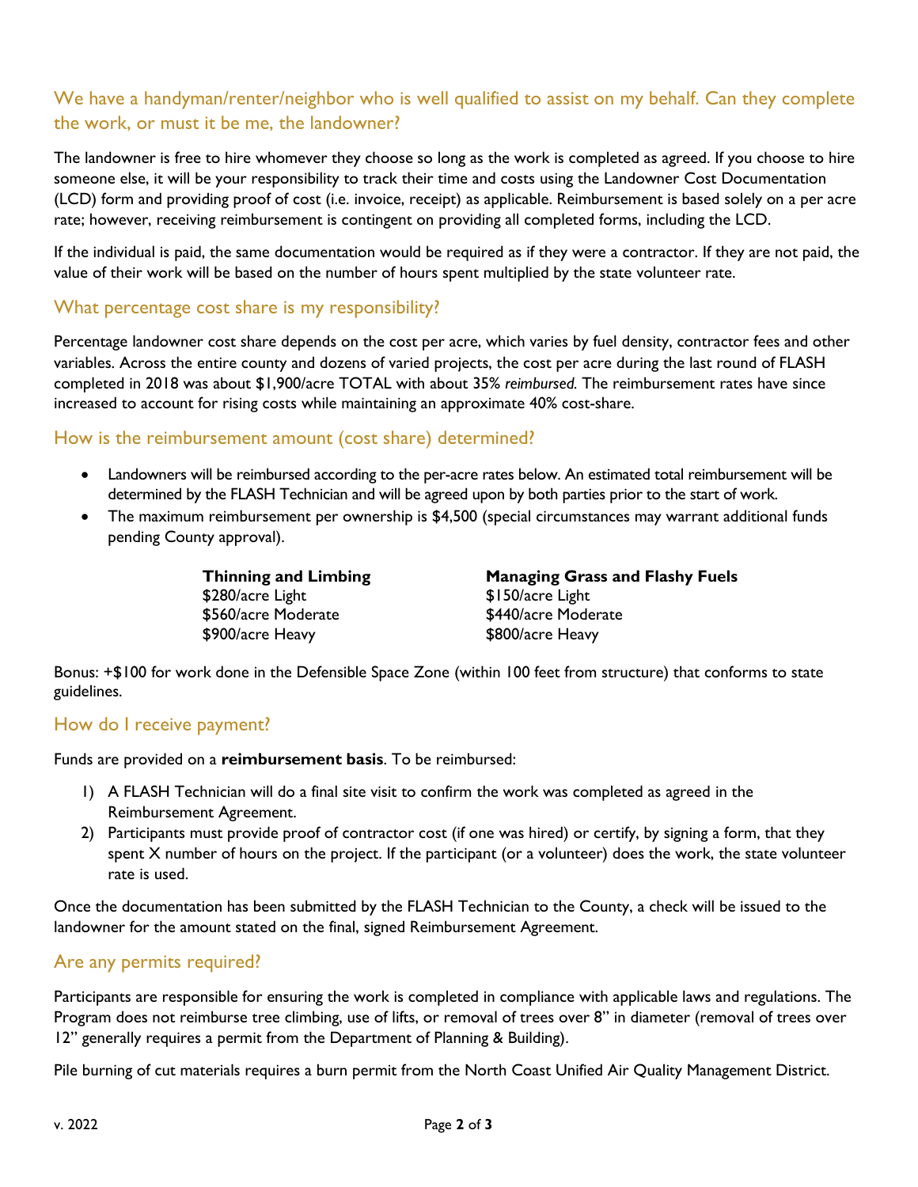## We have a handyman/renter/neighbor who is well qualified to assist on my behalf. Can they complete the work, or must it be me, the landowner?

The landowner is free to hire whomever they choose so long as the work is completed as agreed. If you choose to hire someone else, it will be your responsibility to track their time and costs using the Landowner Cost Documentation (LCD) form and providing proof of cost (i.e. invoice, receipt) as applicable. Reimbursement is based solely on a per acre rate; however, receiving reimbursement is contingent on providing all completed forms, including the LCD.

If the individual is paid, the same documentation would be required as if they were a contractor. If they are not paid, the value of their work will be based on the number of hours spent multiplied by the state volunteer rate.

## What percentage cost share is my responsibility?

Percentage landowner cost share depends on the cost per acre, which varies by fuel density, contractor fees and other variables. Across the entire county and dozens of varied projects, the cost per acre during the last round of FLASH completed in 2018 was about $1,900/acre TOTAL with about 35% *reimbursed.* The reimbursement rates have since increased to account for rising costs while maintaining an approximate 40% cost-share.

## How is the reimbursement amount (cost share) determined?

- Landowners will be reimbursed according to the per-acre rates below. An estimated total reimbursement will be determined by the FLASH Technician and will be agreed upon by both parties prior to the start of work.
- The maximum reimbursement per ownership is $4,500 (special circumstances may warrant additional funds pending County approval).

| Thinning and Limbing | Managing Grass and Flashy Fuels |
|---|---|
| $280/acre Light | $150/acre Light |
| $560/acre Moderate | $440/acre Moderate |
| $900/acre Heavy | $800/acre Heavy |

Bonus: +$100 for work done in the Defensible Space Zone (within 100 feet from structure) that conforms to state guidelines.

## How do I receive payment?

Funds are provided on a **reimbursement basis**. To be reimbursed:

1) A FLASH Technician will do a final site visit to confirm the work was completed as agreed in the Reimbursement Agreement.
2) Participants must provide proof of contractor cost (if one was hired) or certify, by signing a form, that they spent X number of hours on the project. If the participant (or a volunteer) does the work, the state volunteer rate is used.

Once the documentation has been submitted by the FLASH Technician to the County, a check will be issued to the landowner for the amount stated on the final, signed Reimbursement Agreement.

## Are any permits required?

Participants are responsible for ensuring the work is completed in compliance with applicable laws and regulations. The Program does not reimburse tree climbing, use of lifts, or removal of trees over 8" in diameter (removal of trees over 12" generally requires a permit from the Department of Planning & Building).

Pile burning of cut materials requires a burn permit from the North Coast Unified Air Quality Management District.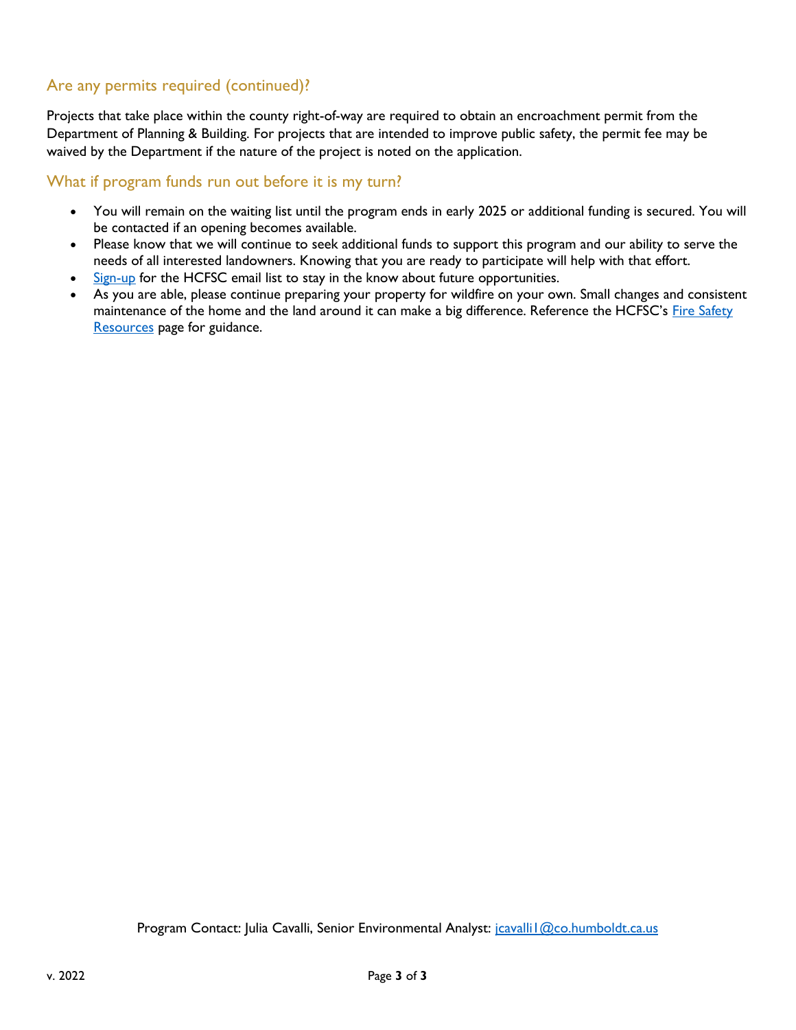## Are any permits required (continued)?

Projects that take place within the county right-of-way are required to obtain an encroachment permit from the Department of Planning & Building. For projects that are intended to improve public safety, the permit fee may be waived by the Department if the nature of the project is noted on the application.

## What if program funds run out before it is my turn?

- You will remain on the waiting list until the program ends in early 2025 or additional funding is secured. You will be contacted if an opening becomes available.
- Please know that we will continue to seek additional funds to support this program and our ability to serve the needs of all interested landowners. Knowing that you are ready to participate will help with that effort.
- Sign-up for the HCFSC email list to stay in the know about future opportunities.
- As you are able, please continue preparing your property for wildfire on your own. Small changes and consistent maintenance of the home and the land around it can make a big difference. Reference the HCFSC's Fire Safety Resources page for guidance.

Program Contact: Julia Cavalli, Senior Environmental Analyst: jcavalli1@co.humboldt.ca.us

v. 2022